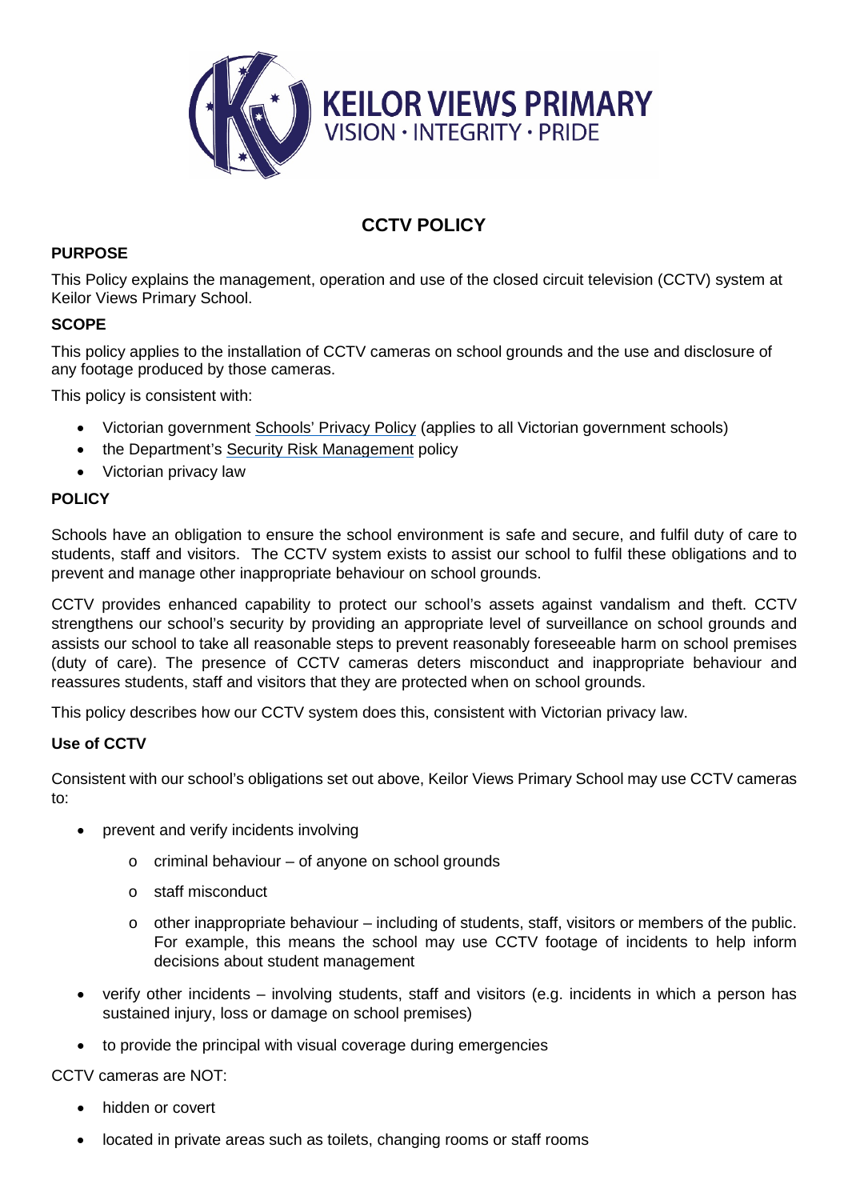KEILOR VIEWS PRIMARY
VISION · INTEGRITY · PRIDE

# CCTV POLICY

## PURPOSE

This Policy explains the management, operation and use of the closed circuit television (CCTV) system at Keilor Views Primary School.

## SCOPE

This policy applies to the installation of CCTV cameras on school grounds and the use and disclosure of any footage produced by those cameras.

This policy is consistent with:

- Victorian government Schools' Privacy Policy (applies to all Victorian government schools)
- the Department's Security Risk Management policy
- Victorian privacy law

## POLICY

Schools have an obligation to ensure the school environment is safe and secure, and fulfil duty of care to students, staff and visitors. The CCTV system exists to assist our school to fulfil these obligations and to prevent and manage other inappropriate behaviour on school grounds.

CCTV provides enhanced capability to protect our school's assets against vandalism and theft. CCTV strengthens our school's security by providing an appropriate level of surveillance on school grounds and assists our school to take all reasonable steps to prevent reasonably foreseeable harm on school premises (duty of care). The presence of CCTV cameras deters misconduct and inappropriate behaviour and reassures students, staff and visitors that they are protected when on school grounds.

This policy describes how our CCTV system does this, consistent with Victorian privacy law.

### Use of CCTV

Consistent with our school's obligations set out above, Keilor Views Primary School may use CCTV cameras to:

- prevent and verify incidents involving
  - criminal behaviour – of anyone on school grounds
  - staff misconduct
  - other inappropriate behaviour – including of students, staff, visitors or members of the public. For example, this means the school may use CCTV footage of incidents to help inform decisions about student management
- verify other incidents – involving students, staff and visitors (e.g. incidents in which a person has sustained injury, loss or damage on school premises)
- to provide the principal with visual coverage during emergencies

CCTV cameras are NOT:

- hidden or covert
- located in private areas such as toilets, changing rooms or staff rooms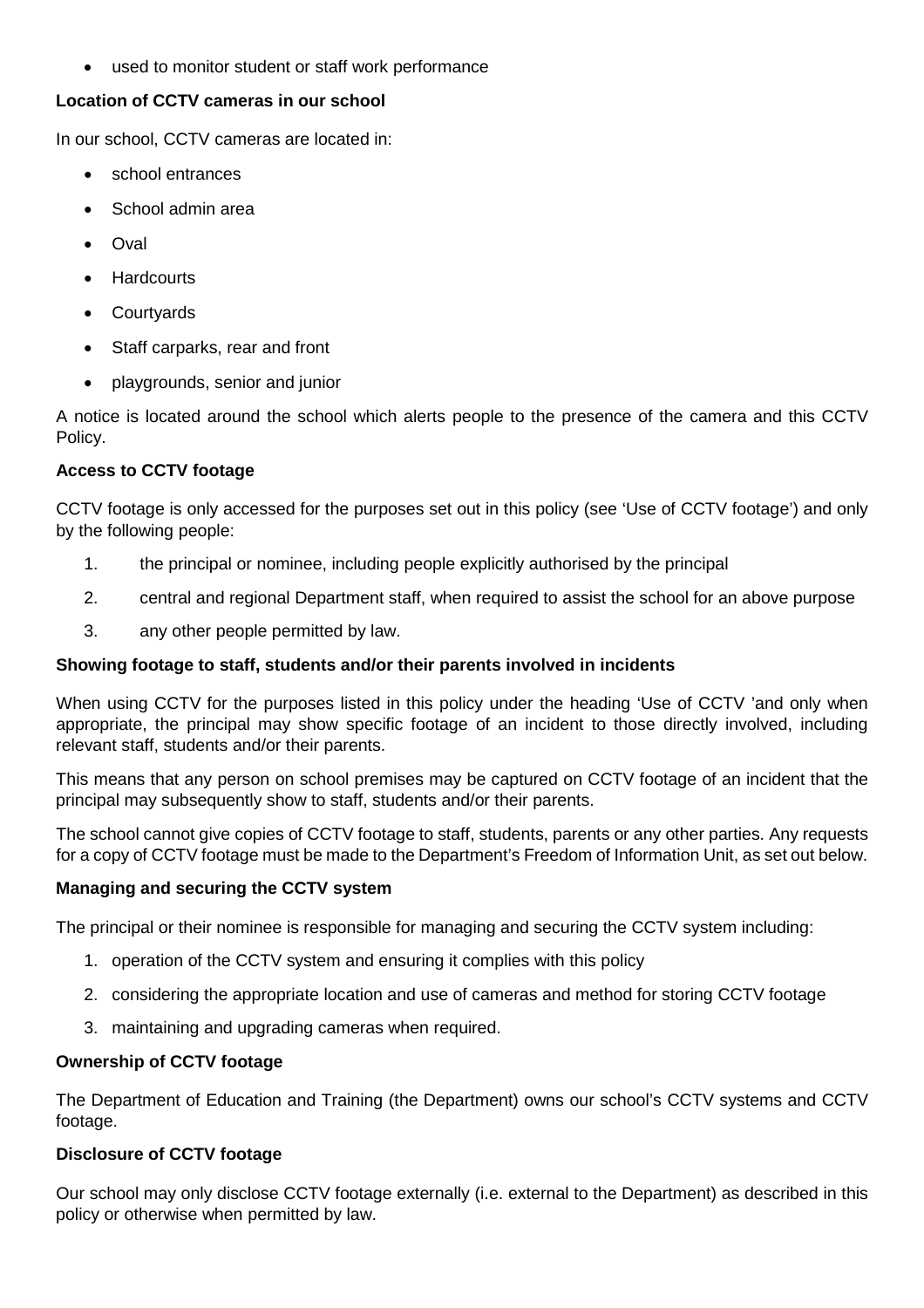- used to monitor student or staff work performance

**Location of CCTV cameras in our school**

In our school, CCTV cameras are located in:

- school entrances
- School admin area
- Oval
- Hardcourts
- Courtyards
- Staff carparks, rear and front
- playgrounds, senior and junior

A notice is located around the school which alerts people to the presence of the camera and this CCTV Policy.

**Access to CCTV footage**

CCTV footage is only accessed for the purposes set out in this policy (see 'Use of CCTV footage') and only by the following people:

1. the principal or nominee, including people explicitly authorised by the principal
2. central and regional Department staff, when required to assist the school for an above purpose
3. any other people permitted by law.

**Showing footage to staff, students and/or their parents involved in incidents**

When using CCTV for the purposes listed in this policy under the heading 'Use of CCTV 'and only when appropriate, the principal may show specific footage of an incident to those directly involved, including relevant staff, students and/or their parents.

This means that any person on school premises may be captured on CCTV footage of an incident that the principal may subsequently show to staff, students and/or their parents.

The school cannot give copies of CCTV footage to staff, students, parents or any other parties. Any requests for a copy of CCTV footage must be made to the Department's Freedom of Information Unit, as set out below.

**Managing and securing the CCTV system**

The principal or their nominee is responsible for managing and securing the CCTV system including:

1. operation of the CCTV system and ensuring it complies with this policy
2. considering the appropriate location and use of cameras and method for storing CCTV footage
3. maintaining and upgrading cameras when required.

**Ownership of CCTV footage**

The Department of Education and Training (the Department) owns our school's CCTV systems and CCTV footage.

**Disclosure of CCTV footage**

Our school may only disclose CCTV footage externally (i.e. external to the Department) as described in this policy or otherwise when permitted by law.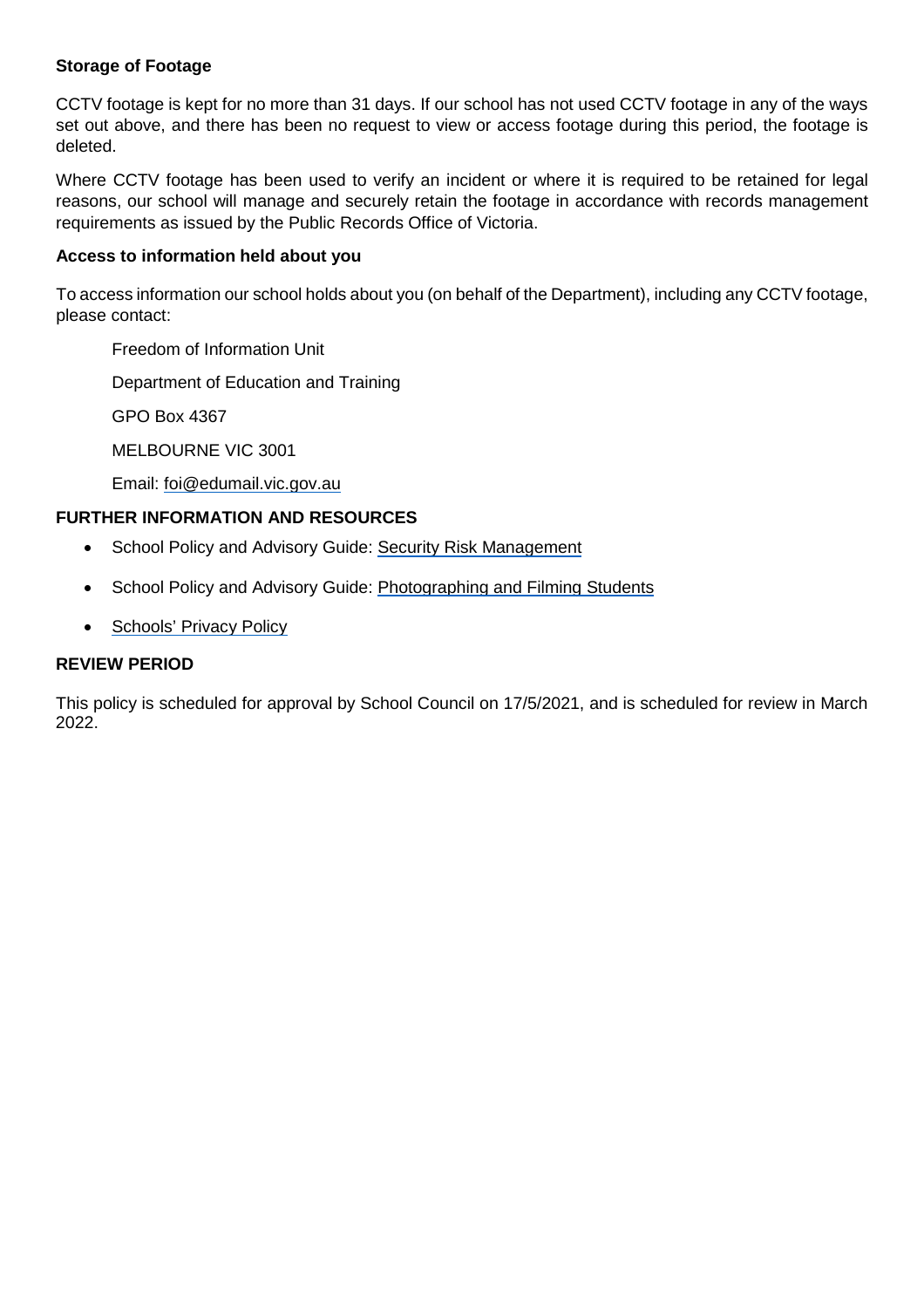### Storage of Footage

CCTV footage is kept for no more than 31 days. If our school has not used CCTV footage in any of the ways set out above, and there has been no request to view or access footage during this period, the footage is deleted.

Where CCTV footage has been used to verify an incident or where it is required to be retained for legal reasons, our school will manage and securely retain the footage in accordance with records management requirements as issued by the Public Records Office of Victoria.

### Access to information held about you

To access information our school holds about you (on behalf of the Department), including any CCTV footage, please contact:

Freedom of Information Unit

Department of Education and Training

GPO Box 4367

MELBOURNE VIC 3001

Email: foi@edumail.vic.gov.au

## FURTHER INFORMATION AND RESOURCES

- School Policy and Advisory Guide: Security Risk Management
- School Policy and Advisory Guide: Photographing and Filming Students
- Schools' Privacy Policy

## REVIEW PERIOD

This policy is scheduled for approval by School Council on 17/5/2021, and is scheduled for review in March 2022.